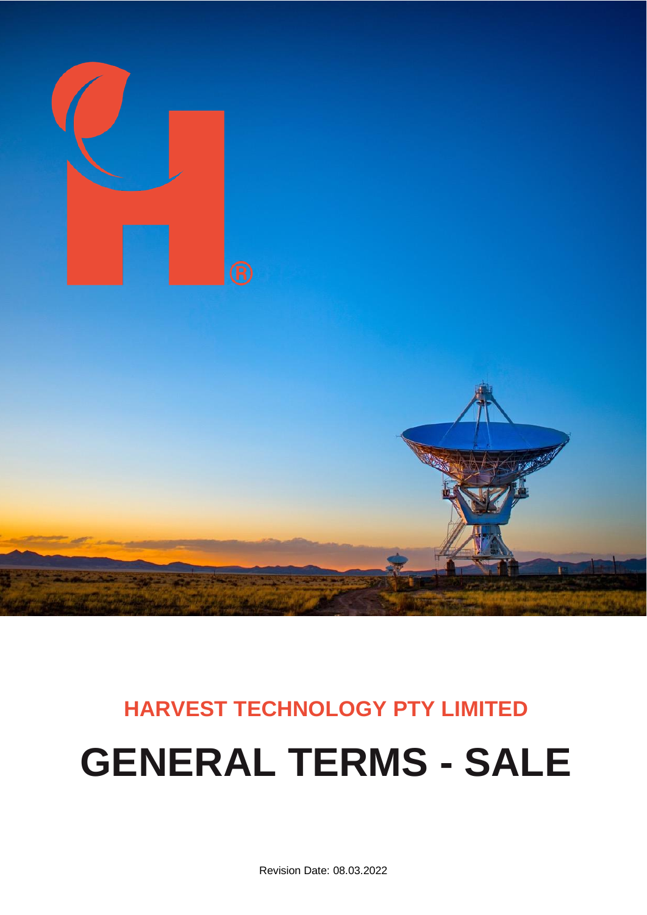**HARVEST TECHNOLOGY PTY LIMITED**

# GENERAL TERMS - SALE

Revision Date: 08.03.2022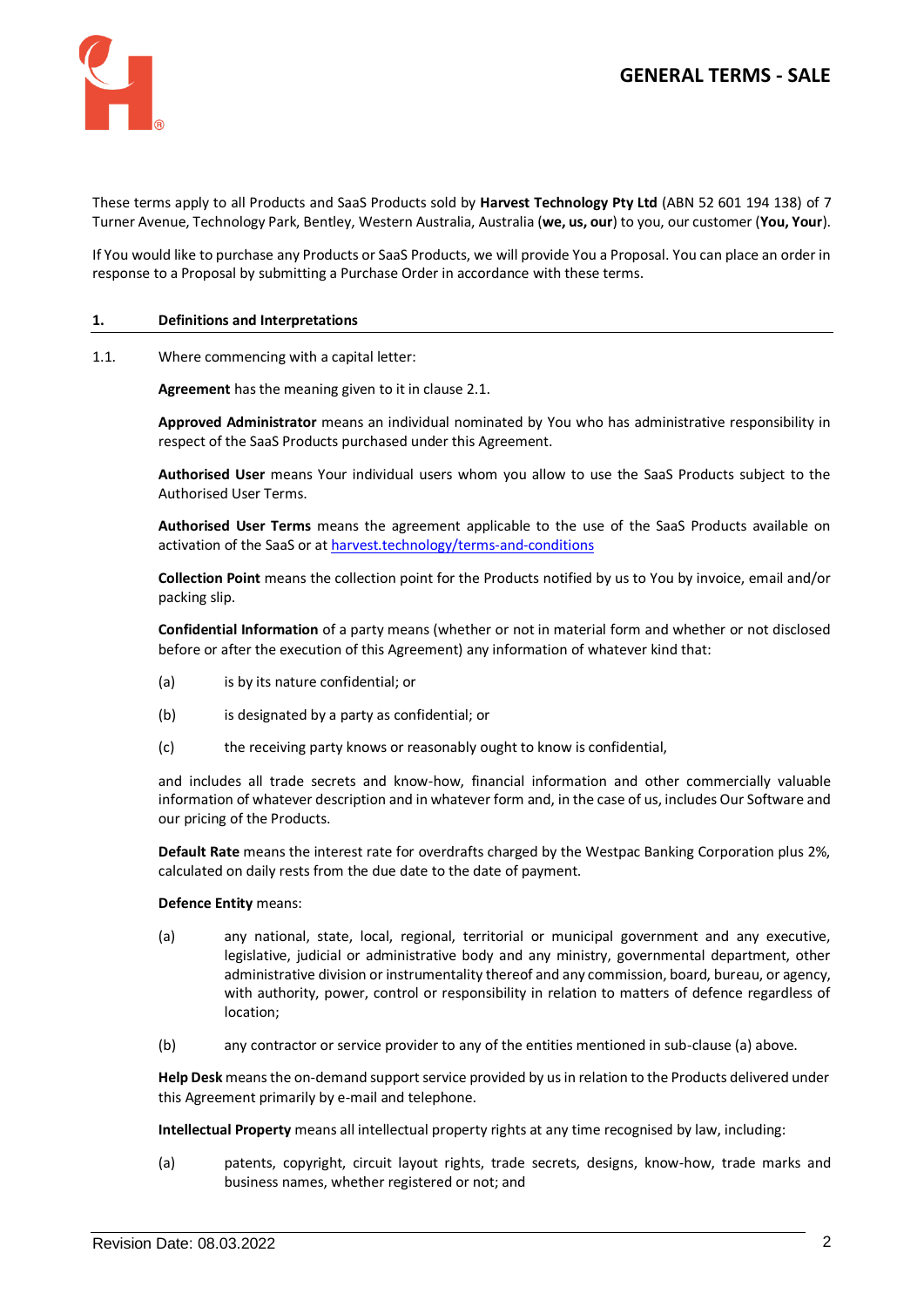# GENERAL TERMS - SALE

These terms apply to all Products and SaaS Products sold by **Harvest Technology Pty Ltd** (ABN 52 601 194 138) of 7 Turner Avenue, Technology Park, Bentley, Western Australia, Australia (**we, us, our**) to you, our customer (**You, Your**).

If You would like to purchase any Products or SaaS Products, we will provide You a Proposal. You can place an order in response to a Proposal by submitting a Purchase Order in accordance with these terms.

## 1. Definitions and Interpretations

1.1. Where commencing with a capital letter:

**Agreement** has the meaning given to it in clause 2.1.

**Approved Administrator** means an individual nominated by You who has administrative responsibility in respect of the SaaS Products purchased under this Agreement.

**Authorised User** means Your individual users whom you allow to use the SaaS Products subject to the Authorised User Terms.

**Authorised User Terms** means the agreement applicable to the use of the SaaS Products available on activation of the SaaS or at harvest.technology/terms-and-conditions

**Collection Point** means the collection point for the Products notified by us to You by invoice, email and/or packing slip.

**Confidential Information** of a party means (whether or not in material form and whether or not disclosed before or after the execution of this Agreement) any information of whatever kind that:

(a) is by its nature confidential; or

(b) is designated by a party as confidential; or

(c) the receiving party knows or reasonably ought to know is confidential,

and includes all trade secrets and know-how, financial information and other commercially valuable information of whatever description and in whatever form and, in the case of us, includes Our Software and our pricing of the Products.

**Default Rate** means the interest rate for overdrafts charged by the Westpac Banking Corporation plus 2%, calculated on daily rests from the due date to the date of payment.

**Defence Entity** means:

(a) any national, state, local, regional, territorial or municipal government and any executive, legislative, judicial or administrative body and any ministry, governmental department, other administrative division or instrumentality thereof and any commission, board, bureau, or agency, with authority, power, control or responsibility in relation to matters of defence regardless of location;

(b) any contractor or service provider to any of the entities mentioned in sub-clause (a) above.

**Help Desk** means the on-demand support service provided by us in relation to the Products delivered under this Agreement primarily by e-mail and telephone.

**Intellectual Property** means all intellectual property rights at any time recognised by law, including:

(a) patents, copyright, circuit layout rights, trade secrets, designs, know-how, trade marks and business names, whether registered or not; and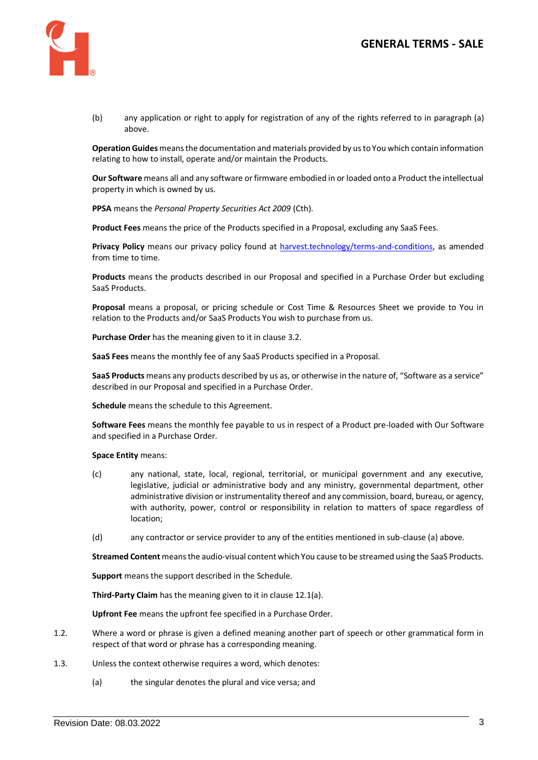(b) any application or right to apply for registration of any of the rights referred to in paragraph (a) above.

**Operation Guides** means the documentation and materials provided by us to You which contain information relating to how to install, operate and/or maintain the Products.

**Our Software** means all and any software or firmware embodied in or loaded onto a Product the intellectual property in which is owned by us.

**PPSA** means the *Personal Property Securities Act 2009* (Cth).

**Product Fees** means the price of the Products specified in a Proposal, excluding any SaaS Fees.

**Privacy Policy** means our privacy policy found at [harvest.technology/terms-and-conditions](harvest.technology/terms-and-conditions), as amended from time to time.

**Products** means the products described in our Proposal and specified in a Purchase Order but excluding SaaS Products.

**Proposal** means a proposal, or pricing schedule or Cost Time & Resources Sheet we provide to You in relation to the Products and/or SaaS Products You wish to purchase from us.

**Purchase Order** has the meaning given to it in clause 3.2.

**SaaS Fees** means the monthly fee of any SaaS Products specified in a Proposal.

**SaaS Products** means any products described by us as, or otherwise in the nature of, "Software as a service" described in our Proposal and specified in a Purchase Order.

**Schedule** means the schedule to this Agreement.

**Software Fees** means the monthly fee payable to us in respect of a Product pre-loaded with Our Software and specified in a Purchase Order.

**Space Entity** means:

(c) any national, state, local, regional, territorial, or municipal government and any executive, legislative, judicial or administrative body and any ministry, governmental department, other administrative division or instrumentality thereof and any commission, board, bureau, or agency, with authority, power, control or responsibility in relation to matters of space regardless of location;

(d) any contractor or service provider to any of the entities mentioned in sub-clause (a) above.

**Streamed Content** means the audio-visual content which You cause to be streamed using the SaaS Products.

**Support** means the support described in the Schedule.

**Third-Party Claim** has the meaning given to it in clause 12.1(a).

**Upfront Fee** means the upfront fee specified in a Purchase Order.

1.2. Where a word or phrase is given a defined meaning another part of speech or other grammatical form in respect of that word or phrase has a corresponding meaning.

1.3. Unless the context otherwise requires a word, which denotes:

(a) the singular denotes the plural and vice versa; and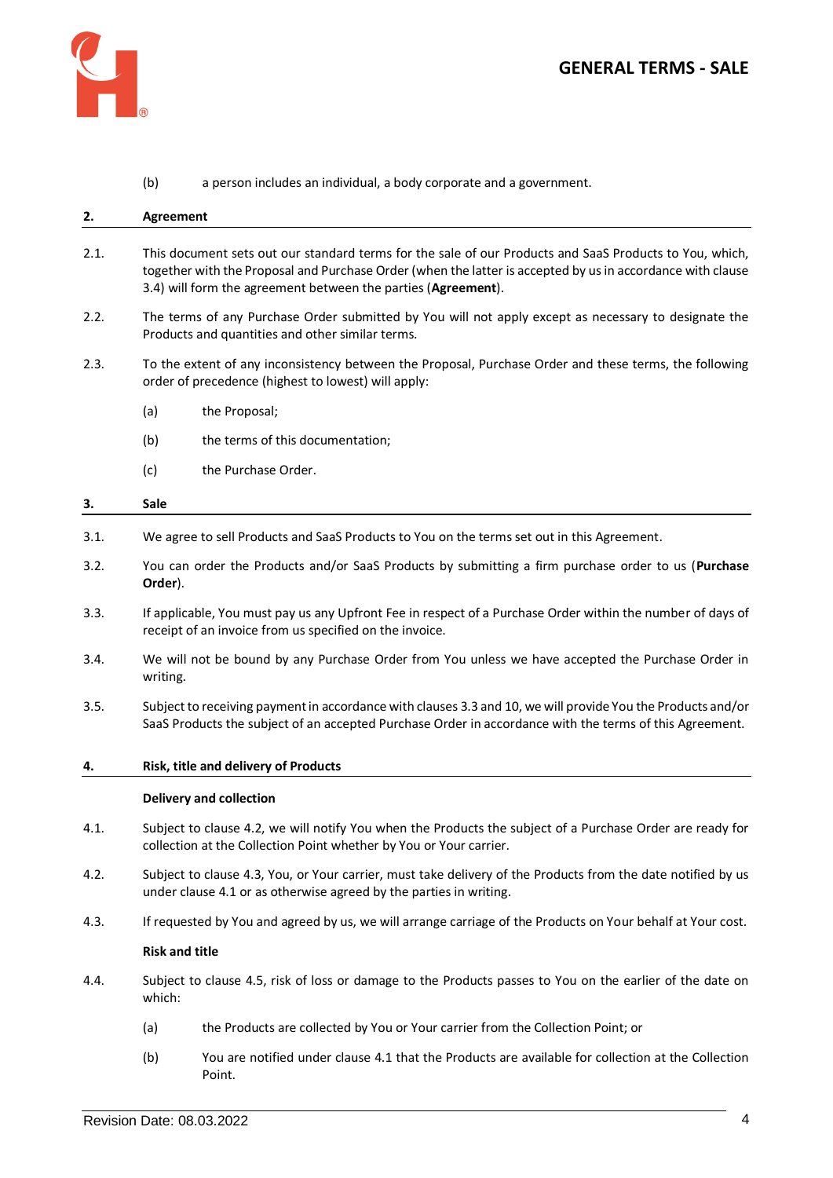(b) a person includes an individual, a body corporate and a government.

## 2. Agreement

2.1. This document sets out our standard terms for the sale of our Products and SaaS Products to You, which, together with the Proposal and Purchase Order (when the latter is accepted by us in accordance with clause 3.4) will form the agreement between the parties (**Agreement**).

2.2. The terms of any Purchase Order submitted by You will not apply except as necessary to designate the Products and quantities and other similar terms.

2.3. To the extent of any inconsistency between the Proposal, Purchase Order and these terms, the following order of precedence (highest to lowest) will apply:

(a) the Proposal;

(b) the terms of this documentation;

(c) the Purchase Order.

## 3. Sale

3.1. We agree to sell Products and SaaS Products to You on the terms set out in this Agreement.

3.2. You can order the Products and/or SaaS Products by submitting a firm purchase order to us (**Purchase Order**).

3.3. If applicable, You must pay us any Upfront Fee in respect of a Purchase Order within the number of days of receipt of an invoice from us specified on the invoice.

3.4. We will not be bound by any Purchase Order from You unless we have accepted the Purchase Order in writing.

3.5. Subject to receiving payment in accordance with clauses 3.3 and 10, we will provide You the Products and/or SaaS Products the subject of an accepted Purchase Order in accordance with the terms of this Agreement.

## 4. Risk, title and delivery of Products

**Delivery and collection**

4.1. Subject to clause 4.2, we will notify You when the Products the subject of a Purchase Order are ready for collection at the Collection Point whether by You or Your carrier.

4.2. Subject to clause 4.3, You, or Your carrier, must take delivery of the Products from the date notified by us under clause 4.1 or as otherwise agreed by the parties in writing.

4.3. If requested by You and agreed by us, we will arrange carriage of the Products on Your behalf at Your cost.

**Risk and title**

4.4. Subject to clause 4.5, risk of loss or damage to the Products passes to You on the earlier of the date on which:

(a) the Products are collected by You or Your carrier from the Collection Point; or

(b) You are notified under clause 4.1 that the Products are available for collection at the Collection Point.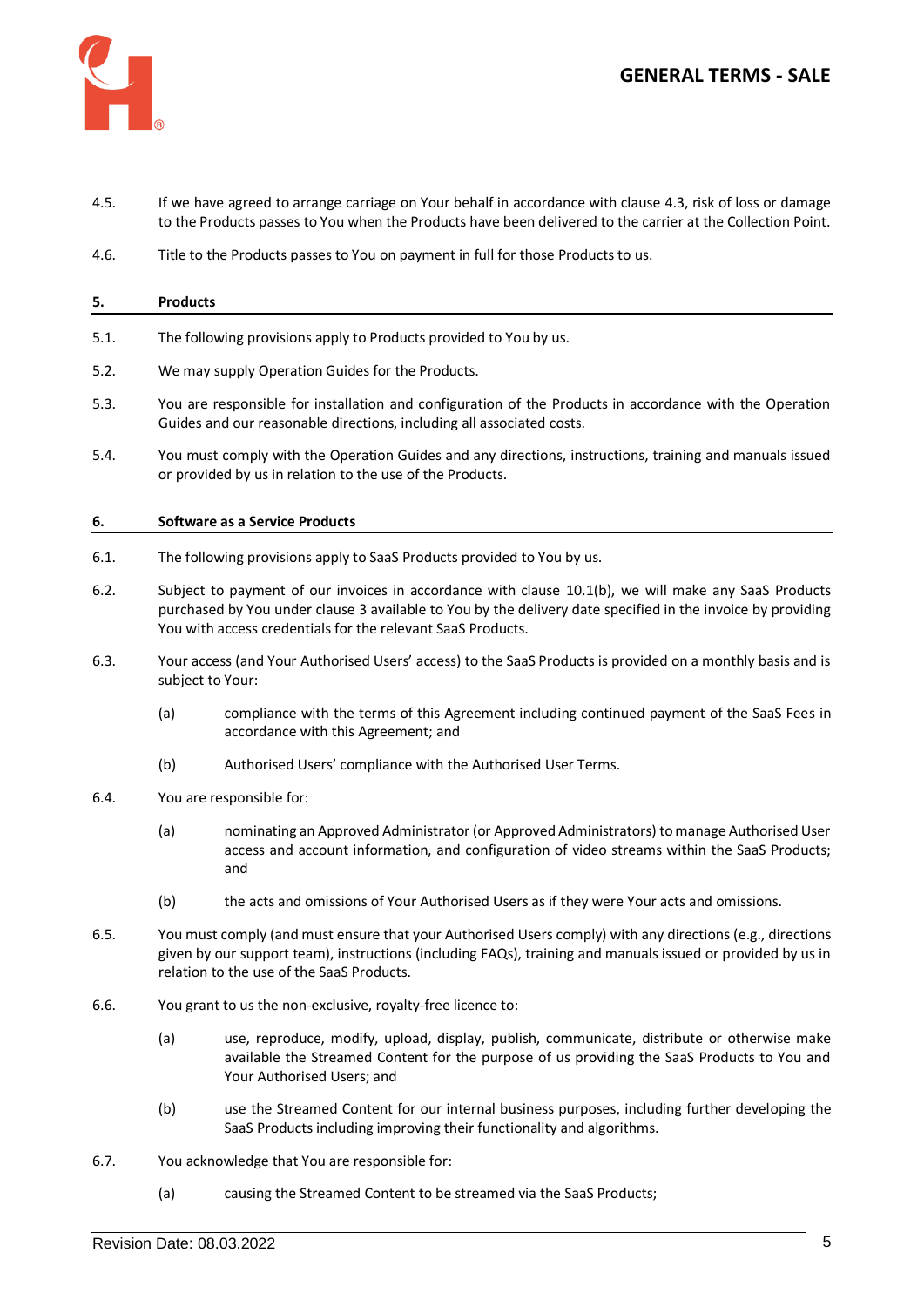4.5. If we have agreed to arrange carriage on Your behalf in accordance with clause 4.3, risk of loss or damage to the Products passes to You when the Products have been delivered to the carrier at the Collection Point.

4.6. Title to the Products passes to You on payment in full for those Products to us.

## 5. Products

5.1. The following provisions apply to Products provided to You by us.

5.2. We may supply Operation Guides for the Products.

5.3. You are responsible for installation and configuration of the Products in accordance with the Operation Guides and our reasonable directions, including all associated costs.

5.4. You must comply with the Operation Guides and any directions, instructions, training and manuals issued or provided by us in relation to the use of the Products.

## 6. Software as a Service Products

6.1. The following provisions apply to SaaS Products provided to You by us.

6.2. Subject to payment of our invoices in accordance with clause 10.1(b), we will make any SaaS Products purchased by You under clause 3 available to You by the delivery date specified in the invoice by providing You with access credentials for the relevant SaaS Products.

6.3. Your access (and Your Authorised Users' access) to the SaaS Products is provided on a monthly basis and is subject to Your:

(a) compliance with the terms of this Agreement including continued payment of the SaaS Fees in accordance with this Agreement; and

(b) Authorised Users' compliance with the Authorised User Terms.

6.4. You are responsible for:

(a) nominating an Approved Administrator (or Approved Administrators) to manage Authorised User access and account information, and configuration of video streams within the SaaS Products; and

(b) the acts and omissions of Your Authorised Users as if they were Your acts and omissions.

6.5. You must comply (and must ensure that your Authorised Users comply) with any directions (e.g., directions given by our support team), instructions (including FAQs), training and manuals issued or provided by us in relation to the use of the SaaS Products.

6.6. You grant to us the non-exclusive, royalty-free licence to:

(a) use, reproduce, modify, upload, display, publish, communicate, distribute or otherwise make available the Streamed Content for the purpose of us providing the SaaS Products to You and Your Authorised Users; and

(b) use the Streamed Content for our internal business purposes, including further developing the SaaS Products including improving their functionality and algorithms.

6.7. You acknowledge that You are responsible for:

(a) causing the Streamed Content to be streamed via the SaaS Products;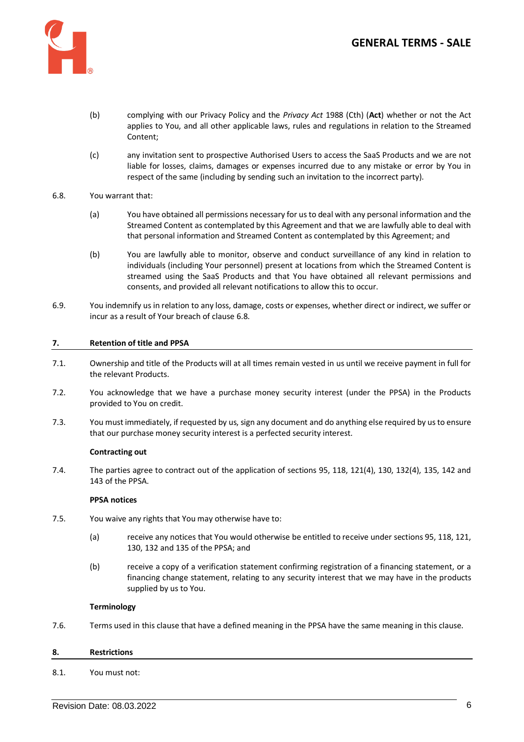(b) complying with our Privacy Policy and the *Privacy Act* 1988 (Cth) (**Act**) whether or not the Act applies to You, and all other applicable laws, rules and regulations in relation to the Streamed Content;

(c) any invitation sent to prospective Authorised Users to access the SaaS Products and we are not liable for losses, claims, damages or expenses incurred due to any mistake or error by You in respect of the same (including by sending such an invitation to the incorrect party).

6.8. You warrant that:

(a) You have obtained all permissions necessary for us to deal with any personal information and the Streamed Content as contemplated by this Agreement and that we are lawfully able to deal with that personal information and Streamed Content as contemplated by this Agreement; and

(b) You are lawfully able to monitor, observe and conduct surveillance of any kind in relation to individuals (including Your personnel) present at locations from which the Streamed Content is streamed using the SaaS Products and that You have obtained all relevant permissions and consents, and provided all relevant notifications to allow this to occur.

6.9. You indemnify us in relation to any loss, damage, costs or expenses, whether direct or indirect, we suffer or incur as a result of Your breach of clause 6.8.

## 7. Retention of title and PPSA

7.1. Ownership and title of the Products will at all times remain vested in us until we receive payment in full for the relevant Products.

7.2. You acknowledge that we have a purchase money security interest (under the PPSA) in the Products provided to You on credit.

7.3. You must immediately, if requested by us, sign any document and do anything else required by us to ensure that our purchase money security interest is a perfected security interest.

**Contracting out**

7.4. The parties agree to contract out of the application of sections 95, 118, 121(4), 130, 132(4), 135, 142 and 143 of the PPSA.

**PPSA notices**

7.5. You waive any rights that You may otherwise have to:

(a) receive any notices that You would otherwise be entitled to receive under sections 95, 118, 121, 130, 132 and 135 of the PPSA; and

(b) receive a copy of a verification statement confirming registration of a financing statement, or a financing change statement, relating to any security interest that we may have in the products supplied by us to You.

**Terminology**

7.6. Terms used in this clause that have a defined meaning in the PPSA have the same meaning in this clause.

## 8. Restrictions

8.1. You must not: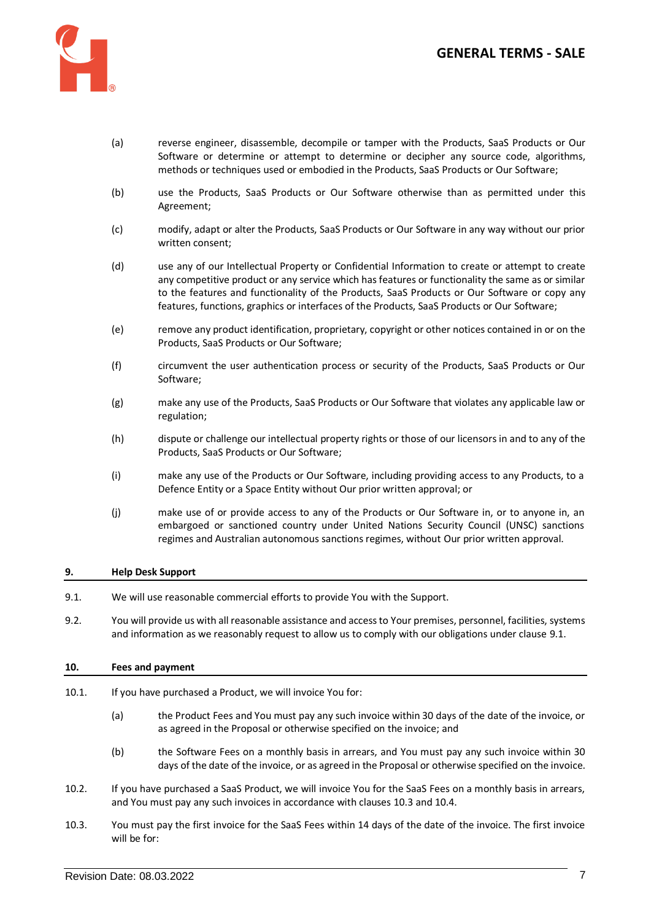(a) reverse engineer, disassemble, decompile or tamper with the Products, SaaS Products or Our Software or determine or attempt to determine or decipher any source code, algorithms, methods or techniques used or embodied in the Products, SaaS Products or Our Software;

(b) use the Products, SaaS Products or Our Software otherwise than as permitted under this Agreement;

(c) modify, adapt or alter the Products, SaaS Products or Our Software in any way without our prior written consent;

(d) use any of our Intellectual Property or Confidential Information to create or attempt to create any competitive product or any service which has features or functionality the same as or similar to the features and functionality of the Products, SaaS Products or Our Software or copy any features, functions, graphics or interfaces of the Products, SaaS Products or Our Software;

(e) remove any product identification, proprietary, copyright or other notices contained in or on the Products, SaaS Products or Our Software;

(f) circumvent the user authentication process or security of the Products, SaaS Products or Our Software;

(g) make any use of the Products, SaaS Products or Our Software that violates any applicable law or regulation;

(h) dispute or challenge our intellectual property rights or those of our licensors in and to any of the Products, SaaS Products or Our Software;

(i) make any use of the Products or Our Software, including providing access to any Products, to a Defence Entity or a Space Entity without Our prior written approval; or

(j) make use of or provide access to any of the Products or Our Software in, or to anyone in, an embargoed or sanctioned country under United Nations Security Council (UNSC) sanctions regimes and Australian autonomous sanctions regimes, without Our prior written approval.

## 9. Help Desk Support

9.1. We will use reasonable commercial efforts to provide You with the Support.

9.2. You will provide us with all reasonable assistance and access to Your premises, personnel, facilities, systems and information as we reasonably request to allow us to comply with our obligations under clause 9.1.

## 10. Fees and payment

10.1. If you have purchased a Product, we will invoice You for:

(a) the Product Fees and You must pay any such invoice within 30 days of the date of the invoice, or as agreed in the Proposal or otherwise specified on the invoice; and

(b) the Software Fees on a monthly basis in arrears, and You must pay any such invoice within 30 days of the date of the invoice, or as agreed in the Proposal or otherwise specified on the invoice.

10.2. If you have purchased a SaaS Product, we will invoice You for the SaaS Fees on a monthly basis in arrears, and You must pay any such invoices in accordance with clauses 10.3 and 10.4.

10.3. You must pay the first invoice for the SaaS Fees within 14 days of the date of the invoice. The first invoice will be for: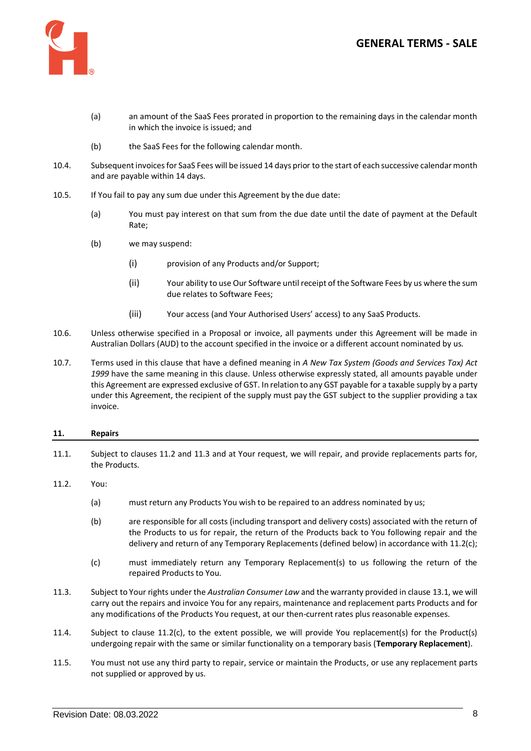(a) an amount of the SaaS Fees prorated in proportion to the remaining days in the calendar month in which the invoice is issued; and

(b) the SaaS Fees for the following calendar month.

10.4. Subsequent invoices for SaaS Fees will be issued 14 days prior to the start of each successive calendar month and are payable within 14 days.

10.5. If You fail to pay any sum due under this Agreement by the due date:

(a) You must pay interest on that sum from the due date until the date of payment at the Default Rate;

(b) we may suspend:

(i) provision of any Products and/or Support;

(ii) Your ability to use Our Software until receipt of the Software Fees by us where the sum due relates to Software Fees;

(iii) Your access (and Your Authorised Users' access) to any SaaS Products.

10.6. Unless otherwise specified in a Proposal or invoice, all payments under this Agreement will be made in Australian Dollars (AUD) to the account specified in the invoice or a different account nominated by us.

10.7. Terms used in this clause that have a defined meaning in *A New Tax System (Goods and Services Tax) Act 1999* have the same meaning in this clause. Unless otherwise expressly stated, all amounts payable under this Agreement are expressed exclusive of GST. In relation to any GST payable for a taxable supply by a party under this Agreement, the recipient of the supply must pay the GST subject to the supplier providing a tax invoice.

## 11. Repairs

11.1. Subject to clauses 11.2 and 11.3 and at Your request, we will repair, and provide replacements parts for, the Products.

11.2. You:

(a) must return any Products You wish to be repaired to an address nominated by us;

(b) are responsible for all costs (including transport and delivery costs) associated with the return of the Products to us for repair, the return of the Products back to You following repair and the delivery and return of any Temporary Replacements (defined below) in accordance with 11.2(c);

(c) must immediately return any Temporary Replacement(s) to us following the return of the repaired Products to You.

11.3. Subject to Your rights under the *Australian Consumer Law* and the warranty provided in clause 13.1, we will carry out the repairs and invoice You for any repairs, maintenance and replacement parts Products and for any modifications of the Products You request, at our then-current rates plus reasonable expenses.

11.4. Subject to clause 11.2(c), to the extent possible, we will provide You replacement(s) for the Product(s) undergoing repair with the same or similar functionality on a temporary basis (**Temporary Replacement**).

11.5. You must not use any third party to repair, service or maintain the Products, or use any replacement parts not supplied or approved by us.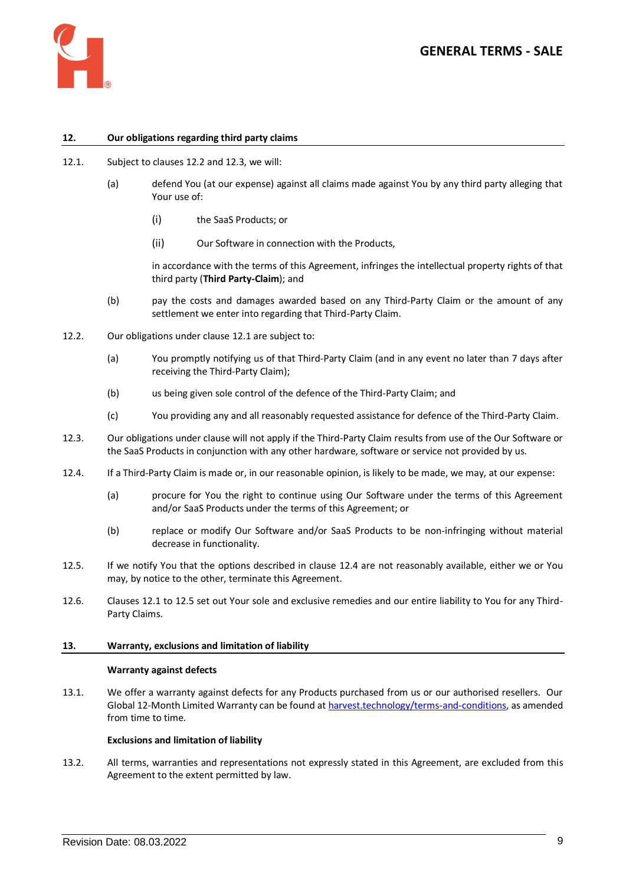## 12. Our obligations regarding third party claims

12.1. Subject to clauses 12.2 and 12.3, we will:

(a) defend You (at our expense) against all claims made against You by any third party alleging that Your use of:

(i) the SaaS Products; or

(ii) Our Software in connection with the Products,

in accordance with the terms of this Agreement, infringes the intellectual property rights of that third party (**Third Party-Claim**); and

(b) pay the costs and damages awarded based on any Third-Party Claim or the amount of any settlement we enter into regarding that Third-Party Claim.

12.2. Our obligations under clause 12.1 are subject to:

(a) You promptly notifying us of that Third-Party Claim (and in any event no later than 7 days after receiving the Third-Party Claim);

(b) us being given sole control of the defence of the Third-Party Claim; and

(c) You providing any and all reasonably requested assistance for defence of the Third-Party Claim.

12.3. Our obligations under clause will not apply if the Third-Party Claim results from use of the Our Software or the SaaS Products in conjunction with any other hardware, software or service not provided by us.

12.4. If a Third-Party Claim is made or, in our reasonable opinion, is likely to be made, we may, at our expense:

(a) procure for You the right to continue using Our Software under the terms of this Agreement and/or SaaS Products under the terms of this Agreement; or

(b) replace or modify Our Software and/or SaaS Products to be non-infringing without material decrease in functionality.

12.5. If we notify You that the options described in clause 12.4 are not reasonably available, either we or You may, by notice to the other, terminate this Agreement.

12.6. Clauses 12.1 to 12.5 set out Your sole and exclusive remedies and our entire liability to You for any Third-Party Claims.

## 13. Warranty, exclusions and limitation of liability

### Warranty against defects

13.1. We offer a warranty against defects for any Products purchased from us or our authorised resellers. Our Global 12-Month Limited Warranty can be found at [harvest.technology/terms-and-conditions](harvest.technology/terms-and-conditions), as amended from time to time.

### Exclusions and limitation of liability

13.2. All terms, warranties and representations not expressly stated in this Agreement, are excluded from this Agreement to the extent permitted by law.

Revision Date: 08.03.2022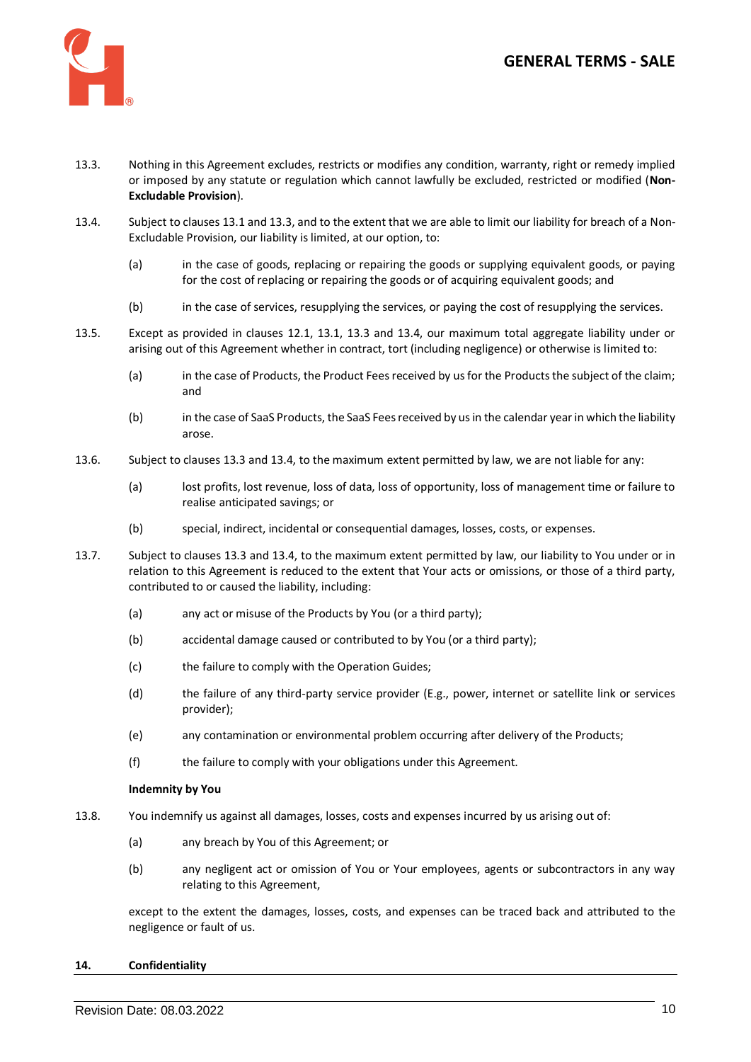13.3. Nothing in this Agreement excludes, restricts or modifies any condition, warranty, right or remedy implied or imposed by any statute or regulation which cannot lawfully be excluded, restricted or modified (**Non-Excludable Provision**).

13.4. Subject to clauses 13.1 and 13.3, and to the extent that we are able to limit our liability for breach of a Non-Excludable Provision, our liability is limited, at our option, to:

(a) in the case of goods, replacing or repairing the goods or supplying equivalent goods, or paying for the cost of replacing or repairing the goods or of acquiring equivalent goods; and

(b) in the case of services, resupplying the services, or paying the cost of resupplying the services.

13.5. Except as provided in clauses 12.1, 13.1, 13.3 and 13.4, our maximum total aggregate liability under or arising out of this Agreement whether in contract, tort (including negligence) or otherwise is limited to:

(a) in the case of Products, the Product Fees received by us for the Products the subject of the claim; and

(b) in the case of SaaS Products, the SaaS Fees received by us in the calendar year in which the liability arose.

13.6. Subject to clauses 13.3 and 13.4, to the maximum extent permitted by law, we are not liable for any:

(a) lost profits, lost revenue, loss of data, loss of opportunity, loss of management time or failure to realise anticipated savings; or

(b) special, indirect, incidental or consequential damages, losses, costs, or expenses.

13.7. Subject to clauses 13.3 and 13.4, to the maximum extent permitted by law, our liability to You under or in relation to this Agreement is reduced to the extent that Your acts or omissions, or those of a third party, contributed to or caused the liability, including:

(a) any act or misuse of the Products by You (or a third party);

(b) accidental damage caused or contributed to by You (or a third party);

(c) the failure to comply with the Operation Guides;

(d) the failure of any third-party service provider (E.g., power, internet or satellite link or services provider);

(e) any contamination or environmental problem occurring after delivery of the Products;

(f) the failure to comply with your obligations under this Agreement.

**Indemnity by You**

13.8. You indemnify us against all damages, losses, costs and expenses incurred by us arising out of:

(a) any breach by You of this Agreement; or

(b) any negligent act or omission of You or Your employees, agents or subcontractors in any way relating to this Agreement,

except to the extent the damages, losses, costs, and expenses can be traced back and attributed to the negligence or fault of us.

## 14. Confidentiality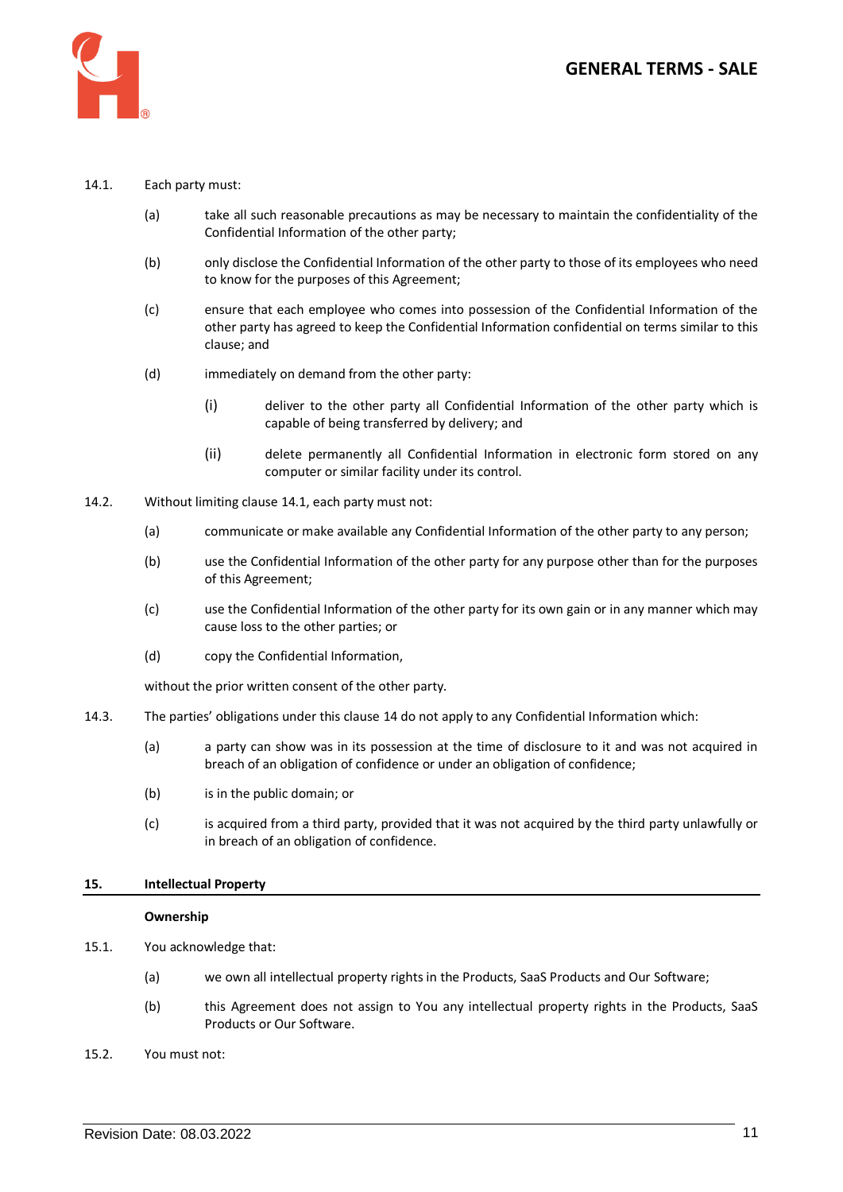14.1. Each party must:

(a) take all such reasonable precautions as may be necessary to maintain the confidentiality of the Confidential Information of the other party;

(b) only disclose the Confidential Information of the other party to those of its employees who need to know for the purposes of this Agreement;

(c) ensure that each employee who comes into possession of the Confidential Information of the other party has agreed to keep the Confidential Information confidential on terms similar to this clause; and

(d) immediately on demand from the other party:

(i) deliver to the other party all Confidential Information of the other party which is capable of being transferred by delivery; and

(ii) delete permanently all Confidential Information in electronic form stored on any computer or similar facility under its control.

14.2. Without limiting clause 14.1, each party must not:

(a) communicate or make available any Confidential Information of the other party to any person;

(b) use the Confidential Information of the other party for any purpose other than for the purposes of this Agreement;

(c) use the Confidential Information of the other party for its own gain or in any manner which may cause loss to the other parties; or

(d) copy the Confidential Information,

without the prior written consent of the other party.

14.3. The parties' obligations under this clause 14 do not apply to any Confidential Information which:

(a) a party can show was in its possession at the time of disclosure to it and was not acquired in breach of an obligation of confidence or under an obligation of confidence;

(b) is in the public domain; or

(c) is acquired from a third party, provided that it was not acquired by the third party unlawfully or in breach of an obligation of confidence.

## 15. Intellectual Property

**Ownership**

15.1. You acknowledge that:

(a) we own all intellectual property rights in the Products, SaaS Products and Our Software;

(b) this Agreement does not assign to You any intellectual property rights in the Products, SaaS Products or Our Software.

15.2. You must not: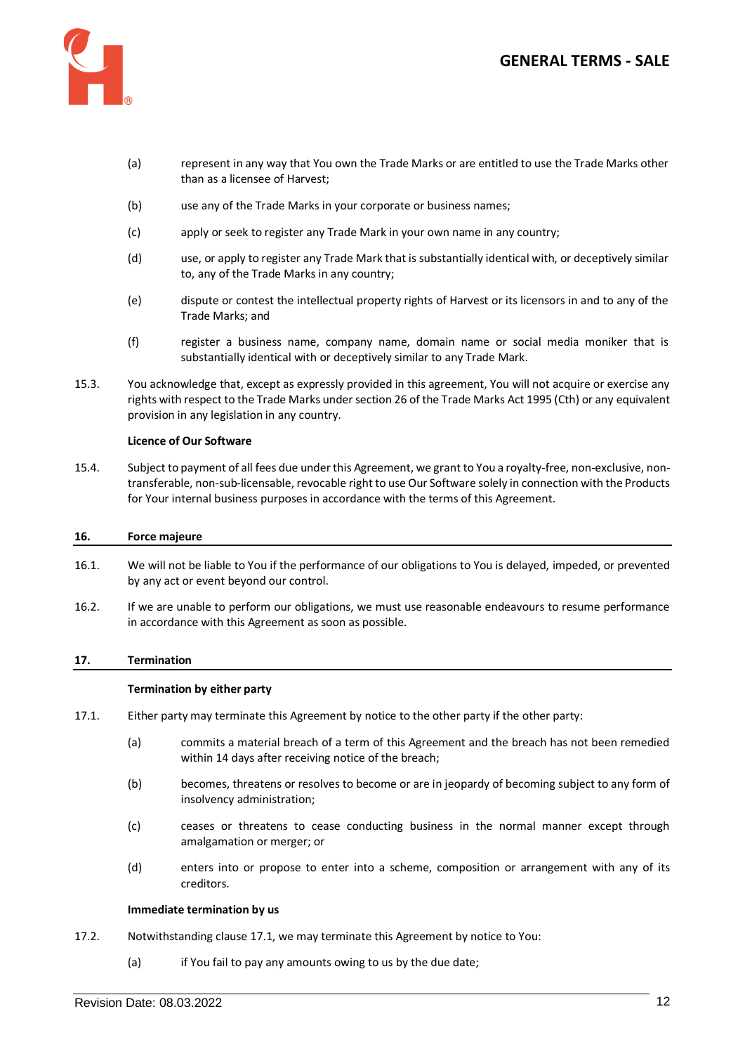(a) represent in any way that You own the Trade Marks or are entitled to use the Trade Marks other than as a licensee of Harvest;

(b) use any of the Trade Marks in your corporate or business names;

(c) apply or seek to register any Trade Mark in your own name in any country;

(d) use, or apply to register any Trade Mark that is substantially identical with, or deceptively similar to, any of the Trade Marks in any country;

(e) dispute or contest the intellectual property rights of Harvest or its licensors in and to any of the Trade Marks; and

(f) register a business name, company name, domain name or social media moniker that is substantially identical with or deceptively similar to any Trade Mark.

15.3. You acknowledge that, except as expressly provided in this agreement, You will not acquire or exercise any rights with respect to the Trade Marks under section 26 of the Trade Marks Act 1995 (Cth) or any equivalent provision in any legislation in any country.

**Licence of Our Software**

15.4. Subject to payment of all fees due under this Agreement, we grant to You a royalty-free, non-exclusive, non-transferable, non-sub-licensable, revocable right to use Our Software solely in connection with the Products for Your internal business purposes in accordance with the terms of this Agreement.

## 16. Force majeure

16.1. We will not be liable to You if the performance of our obligations to You is delayed, impeded, or prevented by any act or event beyond our control.

16.2. If we are unable to perform our obligations, we must use reasonable endeavours to resume performance in accordance with this Agreement as soon as possible.

## 17. Termination

**Termination by either party**

17.1. Either party may terminate this Agreement by notice to the other party if the other party:

(a) commits a material breach of a term of this Agreement and the breach has not been remedied within 14 days after receiving notice of the breach;

(b) becomes, threatens or resolves to become or are in jeopardy of becoming subject to any form of insolvency administration;

(c) ceases or threatens to cease conducting business in the normal manner except through amalgamation or merger; or

(d) enters into or propose to enter into a scheme, composition or arrangement with any of its creditors.

**Immediate termination by us**

17.2. Notwithstanding clause 17.1, we may terminate this Agreement by notice to You:

(a) if You fail to pay any amounts owing to us by the due date;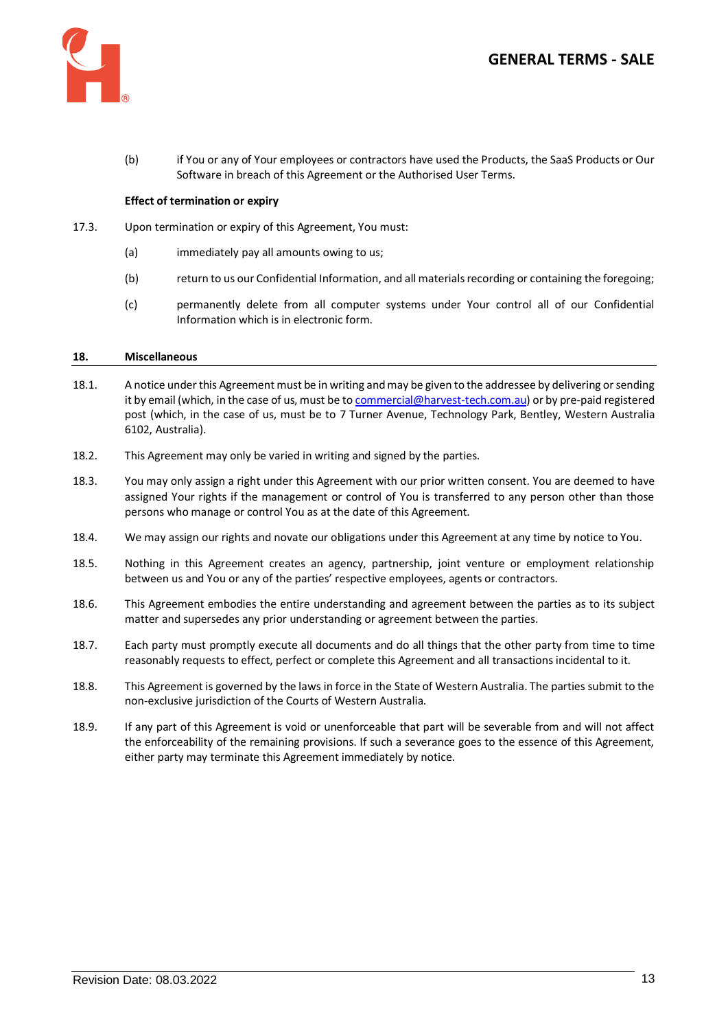(b) if You or any of Your employees or contractors have used the Products, the SaaS Products or Our Software in breach of this Agreement or the Authorised User Terms.

**Effect of termination or expiry**

17.3. Upon termination or expiry of this Agreement, You must:

(a) immediately pay all amounts owing to us;

(b) return to us our Confidential Information, and all materials recording or containing the foregoing;

(c) permanently delete from all computer systems under Your control all of our Confidential Information which is in electronic form.

## 18. Miscellaneous

18.1. A notice under this Agreement must be in writing and may be given to the addressee by delivering or sending it by email (which, in the case of us, must be to commercial@harvest-tech.com.au) or by pre-paid registered post (which, in the case of us, must be to 7 Turner Avenue, Technology Park, Bentley, Western Australia 6102, Australia).

18.2. This Agreement may only be varied in writing and signed by the parties.

18.3. You may only assign a right under this Agreement with our prior written consent. You are deemed to have assigned Your rights if the management or control of You is transferred to any person other than those persons who manage or control You as at the date of this Agreement.

18.4. We may assign our rights and novate our obligations under this Agreement at any time by notice to You.

18.5. Nothing in this Agreement creates an agency, partnership, joint venture or employment relationship between us and You or any of the parties' respective employees, agents or contractors.

18.6. This Agreement embodies the entire understanding and agreement between the parties as to its subject matter and supersedes any prior understanding or agreement between the parties.

18.7. Each party must promptly execute all documents and do all things that the other party from time to time reasonably requests to effect, perfect or complete this Agreement and all transactions incidental to it.

18.8. This Agreement is governed by the laws in force in the State of Western Australia. The parties submit to the non-exclusive jurisdiction of the Courts of Western Australia.

18.9. If any part of this Agreement is void or unenforceable that part will be severable from and will not affect the enforceability of the remaining provisions. If such a severance goes to the essence of this Agreement, either party may terminate this Agreement immediately by notice.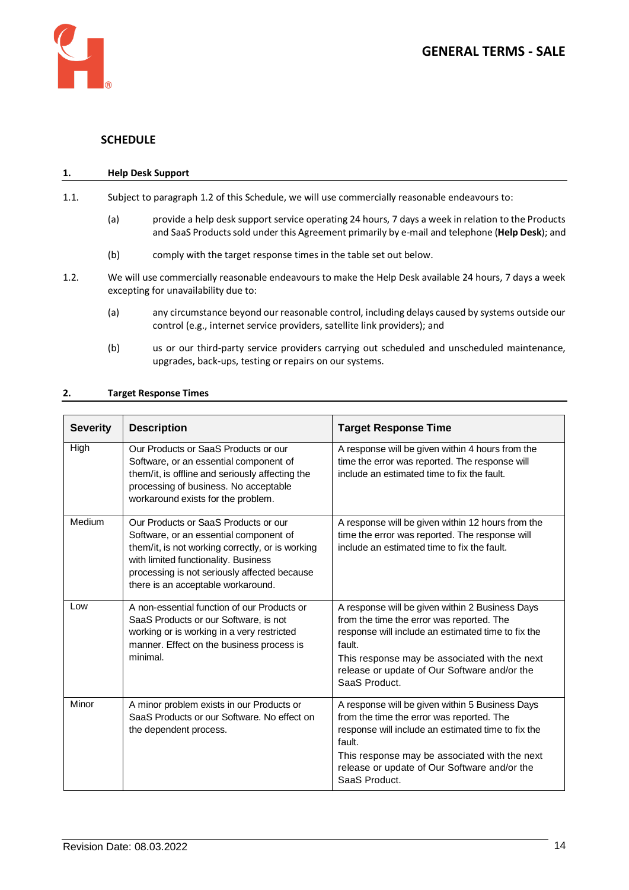# SCHEDULE

## 1. Help Desk Support

1.1. Subject to paragraph 1.2 of this Schedule, we will use commercially reasonable endeavours to:

(a) provide a help desk support service operating 24 hours, 7 days a week in relation to the Products and SaaS Products sold under this Agreement primarily by e-mail and telephone (**Help Desk**); and

(b) comply with the target response times in the table set out below.

1.2. We will use commercially reasonable endeavours to make the Help Desk available 24 hours, 7 days a week excepting for unavailability due to:

(a) any circumstance beyond our reasonable control, including delays caused by systems outside our control (e.g., internet service providers, satellite link providers); and

(b) us or our third-party service providers carrying out scheduled and unscheduled maintenance, upgrades, back-ups, testing or repairs on our systems.

## 2. Target Response Times

| Severity | Description | Target Response Time |
|---|---|---|
| High | Our Products or SaaS Products or our Software, or an essential component of them/it, is offline and seriously affecting the processing of business. No acceptable workaround exists for the problem. | A response will be given within 4 hours from the time the error was reported. The response will include an estimated time to fix the fault. |
| Medium | Our Products or SaaS Products or our Software, or an essential component of them/it, is not working correctly, or is working with limited functionality. Business processing is not seriously affected because there is an acceptable workaround. | A response will be given within 12 hours from the time the error was reported. The response will include an estimated time to fix the fault. |
| Low | A non-essential function of our Products or SaaS Products or our Software, is not working or is working in a very restricted manner. Effect on the business process is minimal. | A response will be given within 2 Business Days from the time the error was reported. The response will include an estimated time to fix the fault.<br>This response may be associated with the next release or update of Our Software and/or the SaaS Product. |
| Minor | A minor problem exists in our Products or SaaS Products or our Software. No effect on the dependent process. | A response will be given within 5 Business Days from the time the error was reported. The response will include an estimated time to fix the fault.<br>This response may be associated with the next release or update of Our Software and/or the SaaS Product. |

Revision Date: 08.03.2022